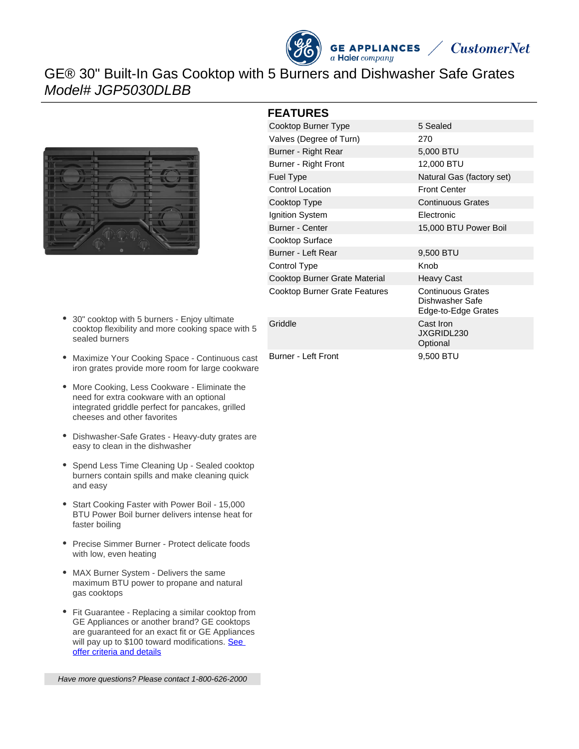# GE® 30" Built-In Gas Cooktop with 5 Burners and Dishwasher Safe Grates

*Model# JGP5030DLBB*

- 30" cooktop with 5 burners - Enjoy ultimate cooktop flexibility and more cooking space with 5 sealed burners
- Maximize Your Cooking Space - Continuous cast iron grates provide more room for large cookware
- More Cooking, Less Cookware - Eliminate the need for extra cookware with an optional integrated griddle perfect for pancakes, grilled cheeses and other favorites
- Dishwasher-Safe Grates - Heavy-duty grates are easy to clean in the dishwasher
- Spend Less Time Cleaning Up - Sealed cooktop burners contain spills and make cleaning quick and easy
- Start Cooking Faster with Power Boil - 15,000 BTU Power Boil burner delivers intense heat for faster boiling
- Precise Simmer Burner - Protect delicate foods with low, even heating
- MAX Burner System - Delivers the same maximum BTU power to propane and natural gas cooktops
- Fit Guarantee - Replacing a similar cooktop from GE Appliances or another brand? GE cooktops are guaranteed for an exact fit or GE Appliances will pay up to $100 toward modifications. See offer criteria and details

*Have more questions? Please contact 1-800-626-2000*

## FEATURES

| | |
|---|---|
| Cooktop Burner Type | 5 Sealed |
| Valves (Degree of Turn) | 270 |
| Burner - Right Rear | 5,000 BTU |
| Burner - Right Front | 12,000 BTU |
| Fuel Type | Natural Gas (factory set) |
| Control Location | Front Center |
| Cooktop Type | Continuous Grates |
| Ignition System | Electronic |
| Burner - Center | 15,000 BTU Power Boil |
| Cooktop Surface | |
| Burner - Left Rear | 9,500 BTU |
| Control Type | Knob |
| Cooktop Burner Grate Material | Heavy Cast |
| Cooktop Burner Grate Features | Continuous Grates<br>Dishwasher Safe<br>Edge-to-Edge Grates |
| Griddle | Cast Iron<br>JXGRIDL230<br>Optional |
| Burner - Left Front | 9,500 BTU |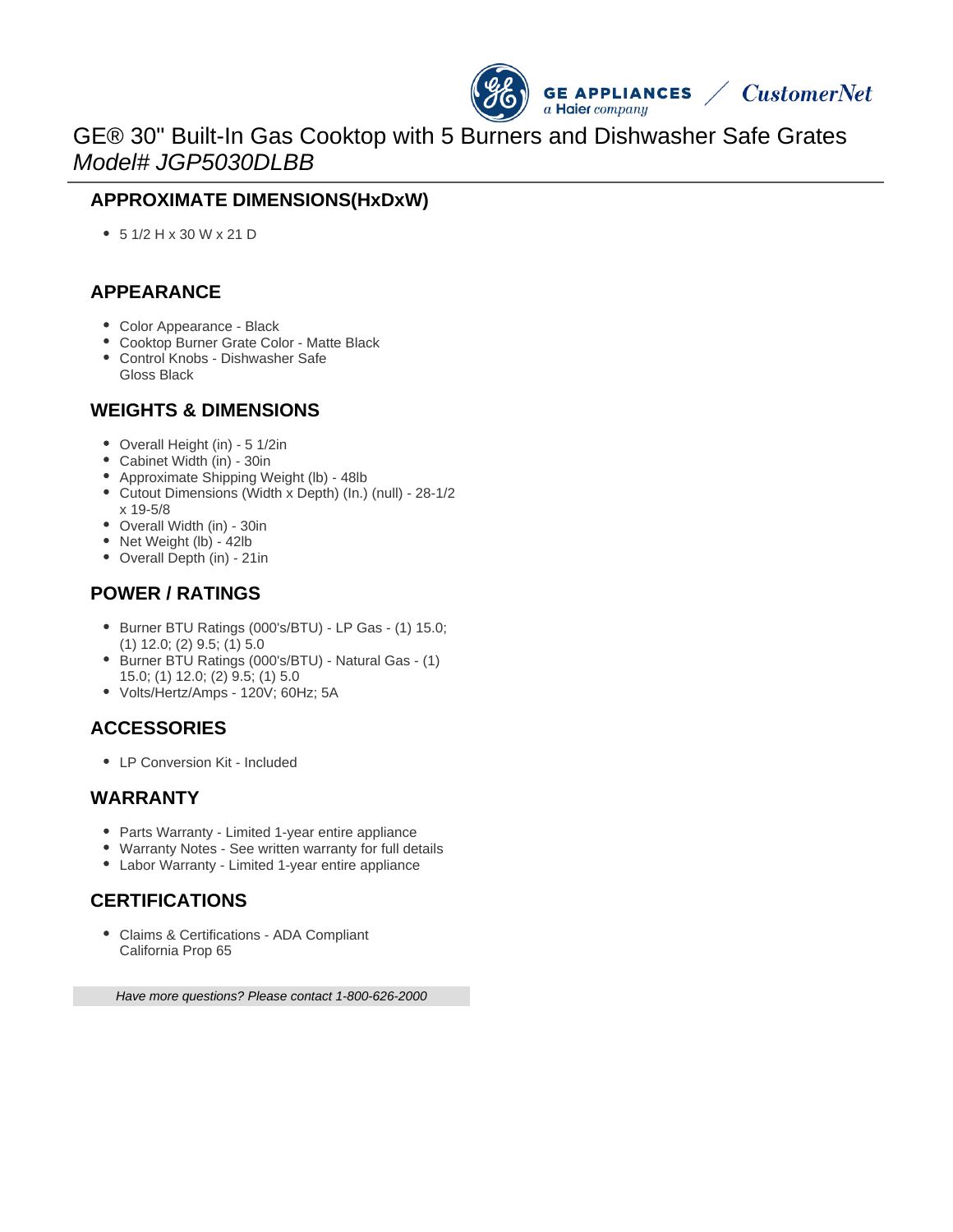# GE® 30" Built-In Gas Cooktop with 5 Burners and Dishwasher Safe Grates

*Model# JGP5030DLBB*

## APPROXIMATE DIMENSIONS(HxDxW)

- 5 1/2 H x 30 W x 21 D

## APPEARANCE

- Color Appearance - Black
- Cooktop Burner Grate Color - Matte Black
- Control Knobs - Dishwasher Safe
  Gloss Black

## WEIGHTS & DIMENSIONS

- Overall Height (in) - 5 1/2in
- Cabinet Width (in) - 30in
- Approximate Shipping Weight (lb) - 48lb
- Cutout Dimensions (Width x Depth) (In.) (null) - 28-1/2 x 19-5/8
- Overall Width (in) - 30in
- Net Weight (lb) - 42lb
- Overall Depth (in) - 21in

## POWER / RATINGS

- Burner BTU Ratings (000's/BTU) - LP Gas - (1) 15.0; (1) 12.0; (2) 9.5; (1) 5.0
- Burner BTU Ratings (000's/BTU) - Natural Gas - (1) 15.0; (1) 12.0; (2) 9.5; (1) 5.0
- Volts/Hertz/Amps - 120V; 60Hz; 5A

## ACCESSORIES

- LP Conversion Kit - Included

## WARRANTY

- Parts Warranty - Limited 1-year entire appliance
- Warranty Notes - See written warranty for full details
- Labor Warranty - Limited 1-year entire appliance

## CERTIFICATIONS

- Claims & Certifications - ADA Compliant
  California Prop 65

*Have more questions? Please contact 1-800-626-2000*